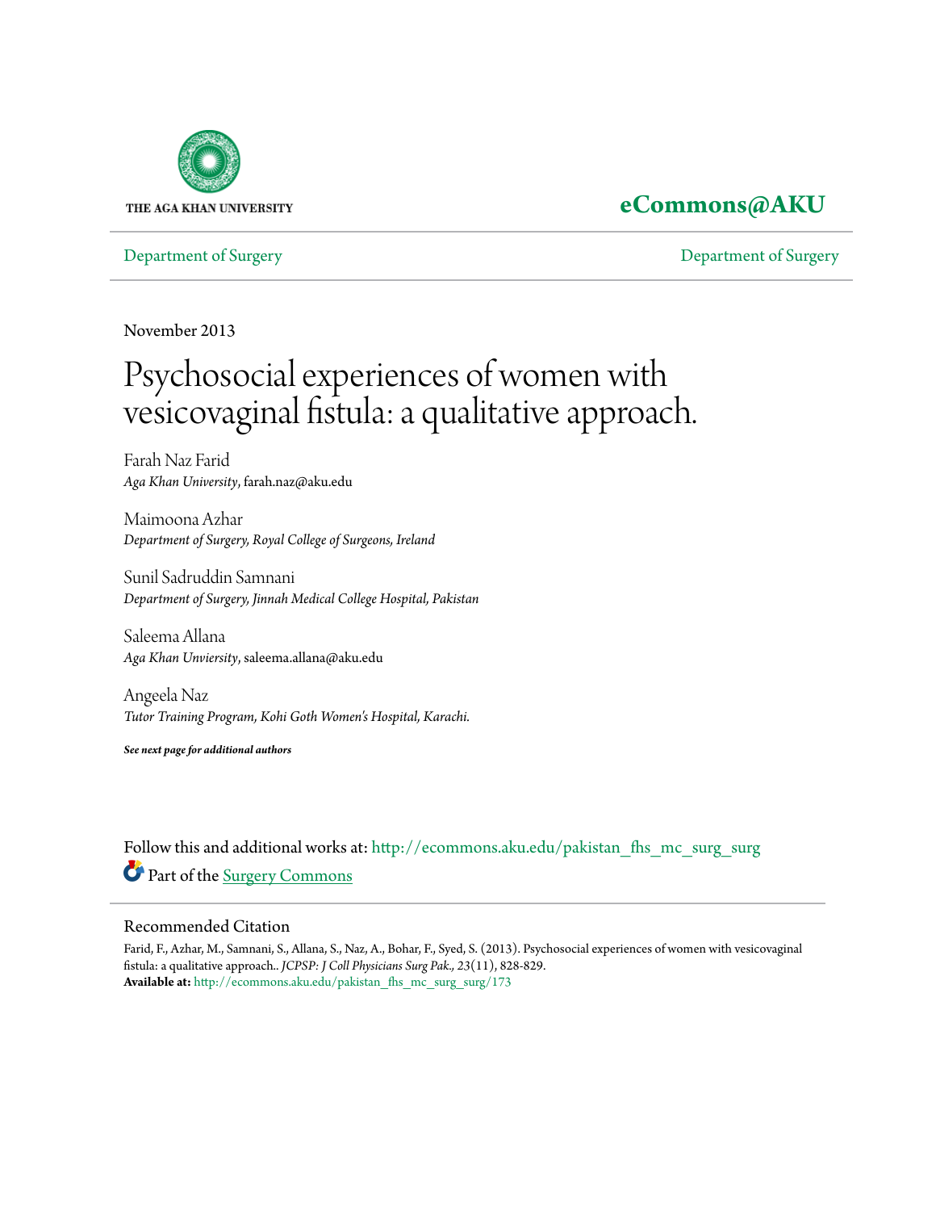THE AGA KHAN UNIVERSITY

**eCommons@AKU**

Department of Surgery | Department of Surgery

November 2013

# Psychosocial experiences of women with vesicovaginal fistula: a qualitative approach.

Farah Naz Farid
*Aga Khan University*, farah.naz@aku.edu

Maimoona Azhar
*Department of Surgery, Royal College of Surgeons, Ireland*

Sunil Sadruddin Samnani
*Department of Surgery, Jinnah Medical College Hospital, Pakistan*

Saleema Allana
*Aga Khan Unviersity*, saleema.allana@aku.edu

Angeela Naz
*Tutor Training Program, Kohi Goth Women's Hospital, Karachi.*

***See next page for additional authors***

Follow this and additional works at: http://ecommons.aku.edu/pakistan_fhs_mc_surg_surg

Part of the Surgery Commons

## Recommended Citation

Farid, F., Azhar, M., Samnani, S., Allana, S., Naz, A., Bohar, F., Syed, S. (2013). Psychosocial experiences of women with vesicovaginal fistula: a qualitative approach.. *JCPSP: J Coll Physicians Surg Pak., 23*(11), 828-829.

**Available at:** http://ecommons.aku.edu/pakistan_fhs_mc_surg_surg/173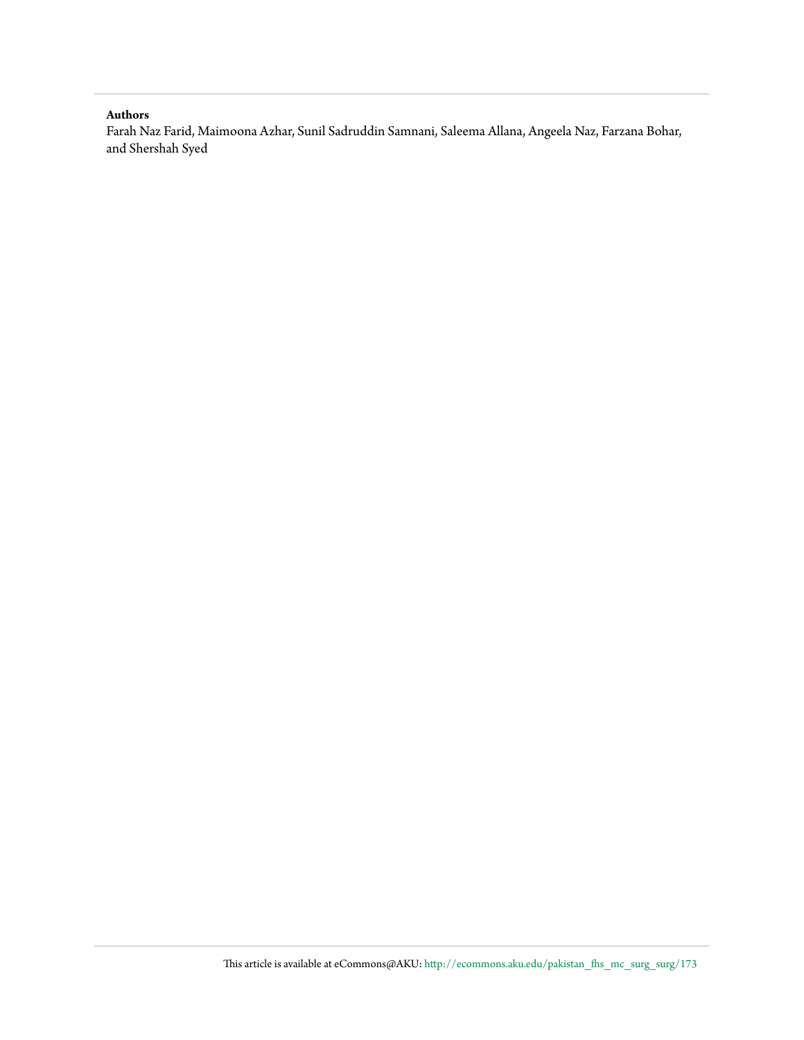**Authors**

Farah Naz Farid, Maimoona Azhar, Sunil Sadruddin Samnani, Saleema Allana, Angeela Naz, Farzana Bohar, and Shershah Syed

This article is available at eCommons@AKU: http://ecommons.aku.edu/pakistan_fhs_mc_surg_surg/173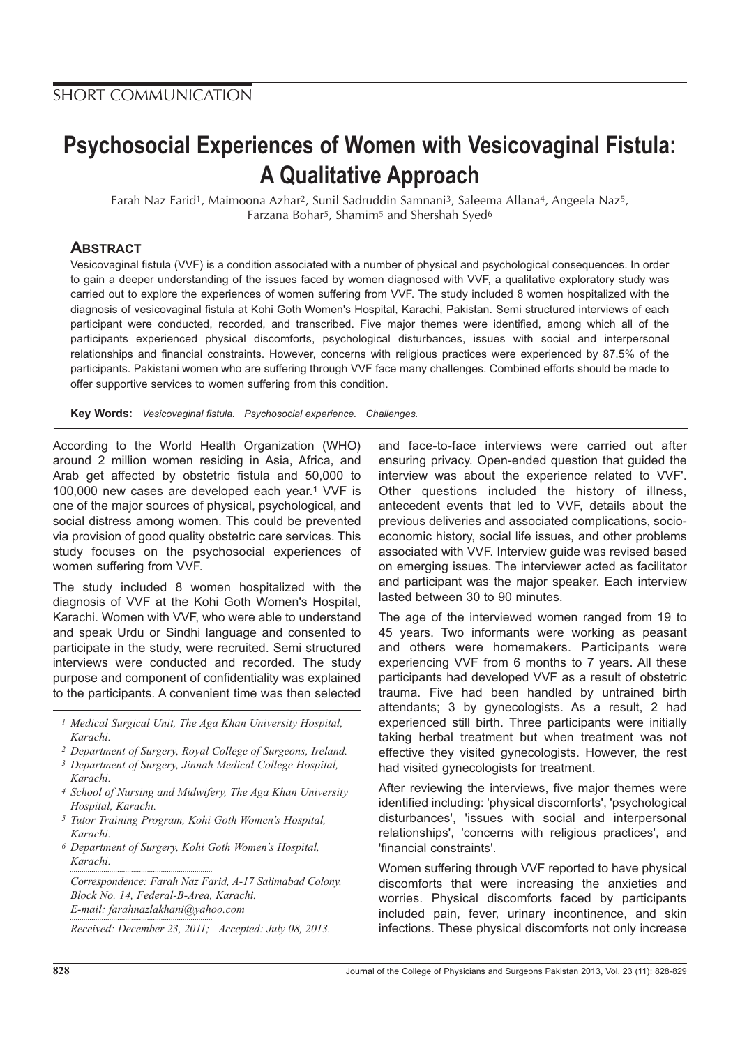SHORT COMMUNICATION

# Psychosocial Experiences of Women with Vesicovaginal Fistula: A Qualitative Approach

Farah Naz Farid[1], Maimoona Azhar[2], Sunil Sadruddin Samnani[3], Saleema Allana[4], Angeela Naz[5], Farzana Bohar[5], Shamim[5] and Shershah Syed[6]

## ABSTRACT

Vesicovaginal fistula (VVF) is a condition associated with a number of physical and psychological consequences. In order to gain a deeper understanding of the issues faced by women diagnosed with VVF, a qualitative exploratory study was carried out to explore the experiences of women suffering from VVF. The study included 8 women hospitalized with the diagnosis of vesicovaginal fistula at Kohi Goth Women's Hospital, Karachi, Pakistan. Semi structured interviews of each participant were conducted, recorded, and transcribed. Five major themes were identified, among which all of the participants experienced physical discomforts, psychological disturbances, issues with social and interpersonal relationships and financial constraints. However, concerns with religious practices were experienced by 87.5% of the participants. Pakistani women who are suffering through VVF face many challenges. Combined efforts should be made to offer supportive services to women suffering from this condition.

**Key Words:** *Vesicovaginal fistula. Psychosocial experience. Challenges.*

According to the World Health Organization (WHO) around 2 million women residing in Asia, Africa, and Arab get affected by obstetric fistula and 50,000 to 100,000 new cases are developed each year.[1] VVF is one of the major sources of physical, psychological, and social distress among women. This could be prevented via provision of good quality obstetric care services. This study focuses on the psychosocial experiences of women suffering from VVF.

The study included 8 women hospitalized with the diagnosis of VVF at the Kohi Goth Women's Hospital, Karachi. Women with VVF, who were able to understand and speak Urdu or Sindhi language and consented to participate in the study, were recruited. Semi structured interviews were conducted and recorded. The study purpose and component of confidentiality was explained to the participants. A convenient time was then selected and face-to-face interviews were carried out after ensuring privacy. Open-ended question that guided the interview was about the experience related to VVF'. Other questions included the history of illness, antecedent events that led to VVF, details about the previous deliveries and associated complications, socio-economic history, social life issues, and other problems associated with VVF. Interview guide was revised based on emerging issues. The interviewer acted as facilitator and participant was the major speaker. Each interview lasted between 30 to 90 minutes.

The age of the interviewed women ranged from 19 to 45 years. Two informants were working as peasant and others were homemakers. Participants were experiencing VVF from 6 months to 7 years. All these participants had developed VVF as a result of obstetric trauma. Five had been handled by untrained birth attendants; 3 by gynecologists. As a result, 2 had experienced still birth. Three participants were initially taking herbal treatment but when treatment was not effective they visited gynecologists. However, the rest had visited gynecologists for treatment.

After reviewing the interviews, five major themes were identified including: 'physical discomforts', 'psychological disturbances', 'issues with social and interpersonal relationships', 'concerns with religious practices', and 'financial constraints'.

Women suffering through VVF reported to have physical discomforts that were increasing the anxieties and worries. Physical discomforts faced by participants included pain, fever, urinary incontinence, and skin infections. These physical discomforts not only increase

[1] *Medical Surgical Unit, The Aga Khan University Hospital, Karachi.*
[2] *Department of Surgery, Royal College of Surgeons, Ireland.*
[3] *Department of Surgery, Jinnah Medical College Hospital, Karachi.*
[4] *School of Nursing and Midwifery, The Aga Khan University Hospital, Karachi.*
[5] *Tutor Training Program, Kohi Goth Women's Hospital, Karachi.*
[6] *Department of Surgery, Kohi Goth Women's Hospital, Karachi.*

*Correspondence: Farah Naz Farid, A-17 Salimabad Colony, Block No. 14, Federal-B-Area, Karachi.*
*E-mail: farahnazlakhani@yahoo.com*

*Received: December 23, 2011; Accepted: July 08, 2013.*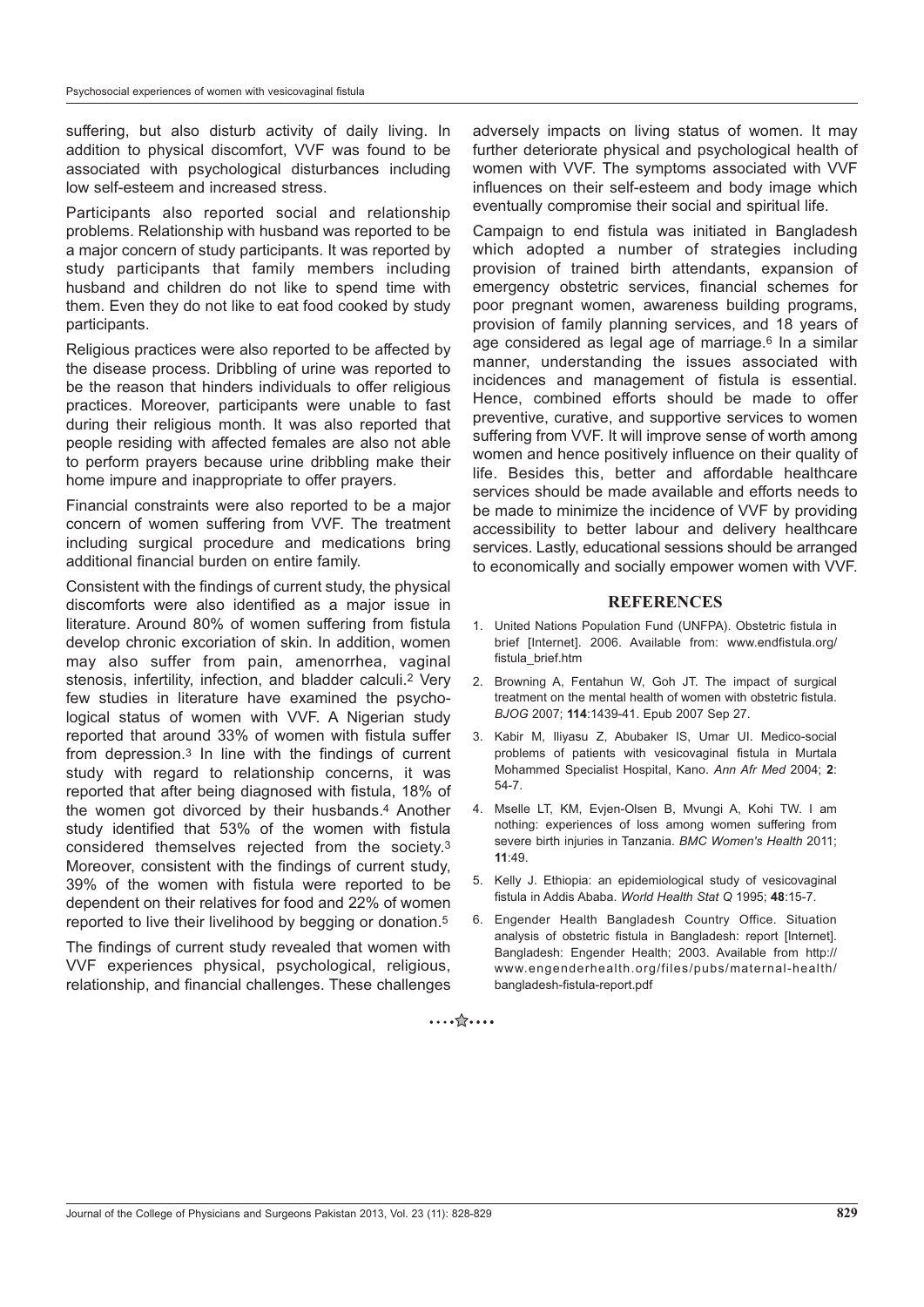suffering, but also disturb activity of daily living. In addition to physical discomfort, VVF was found to be associated with psychological disturbances including low self-esteem and increased stress.

Participants also reported social and relationship problems. Relationship with husband was reported to be a major concern of study participants. It was reported by study participants that family members including husband and children do not like to spend time with them. Even they do not like to eat food cooked by study participants.

Religious practices were also reported to be affected by the disease process. Dribbling of urine was reported to be the reason that hinders individuals to offer religious practices. Moreover, participants were unable to fast during their religious month. It was also reported that people residing with affected females are also not able to perform prayers because urine dribbling make their home impure and inappropriate to offer prayers.

Financial constraints were also reported to be a major concern of women suffering from VVF. The treatment including surgical procedure and medications bring additional financial burden on entire family.

Consistent with the findings of current study, the physical discomforts were also identified as a major issue in literature. Around 80% of women suffering from fistula develop chronic excoriation of skin. In addition, women may also suffer from pain, amenorrhea, vaginal stenosis, infertility, infection, and bladder calculi.[2] Very few studies in literature have examined the psychological status of women with VVF. A Nigerian study reported that around 33% of women with fistula suffer from depression.[3] In line with the findings of current study with regard to relationship concerns, it was reported that after being diagnosed with fistula, 18% of the women got divorced by their husbands.[4] Another study identified that 53% of the women with fistula considered themselves rejected from the society.[3] Moreover, consistent with the findings of current study, 39% of the women with fistula were reported to be dependent on their relatives for food and 22% of women reported to live their livelihood by begging or donation.[5]

The findings of current study revealed that women with VVF experiences physical, psychological, religious, relationship, and financial challenges. These challenges adversely impacts on living status of women. It may further deteriorate physical and psychological health of women with VVF. The symptoms associated with VVF influences on their self-esteem and body image which eventually compromise their social and spiritual life.

Campaign to end fistula was initiated in Bangladesh which adopted a number of strategies including provision of trained birth attendants, expansion of emergency obstetric services, financial schemes for poor pregnant women, awareness building programs, provision of family planning services, and 18 years of age considered as legal age of marriage.[6] In a similar manner, understanding the issues associated with incidences and management of fistula is essential. Hence, combined efforts should be made to offer preventive, curative, and supportive services to women suffering from VVF. It will improve sense of worth among women and hence positively influence on their quality of life. Besides this, better and affordable healthcare services should be made available and efforts needs to be made to minimize the incidence of VVF by providing accessibility to better labour and delivery healthcare services. Lastly, educational sessions should be arranged to economically and socially empower women with VVF.

## REFERENCES

1. United Nations Population Fund (UNFPA). Obstetric fistula in brief [Internet]. 2006. Available from: www.endfistula.org/fistula_brief.htm
2. Browning A, Fentahun W, Goh JT. The impact of surgical treatment on the mental health of women with obstetric fistula. *BJOG* 2007; **114**:1439-41. Epub 2007 Sep 27.
3. Kabir M, Iliyasu Z, Abubaker IS, Umar UI. Medico-social problems of patients with vesicovaginal fistula in Murtala Mohammed Specialist Hospital, Kano. *Ann Afr Med* 2004; **2**: 54-7.
4. Mselle LT, KM, Evjen-Olsen B, Mvungi A, Kohi TW. I am nothing: experiences of loss among women suffering from severe birth injuries in Tanzania. *BMC Women's Health* 2011; **11**:49.
5. Kelly J. Ethiopia: an epidemiological study of vesicovaginal fistula in Addis Ababa. *World Health Stat Q* 1995; **48**:15-7.
6. Engender Health Bangladesh Country Office. Situation analysis of obstetric fistula in Bangladesh: report [Internet]. Bangladesh: Engender Health; 2003. Available from http://www.engenderhealth.org/files/pubs/maternal-health/bangladesh-fistula-report.pdf